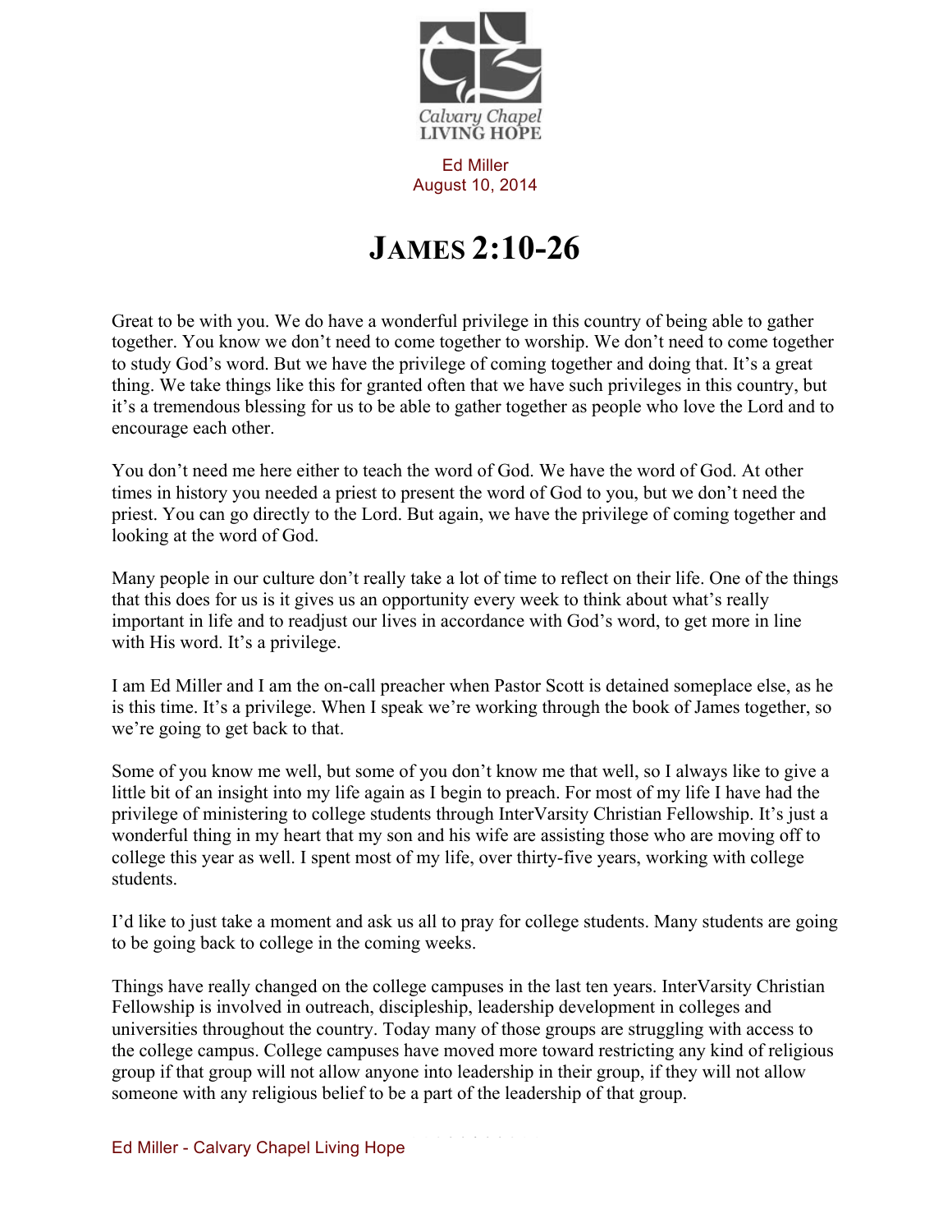Calvary Chapel
LIVING HOPE

Ed Miller
August 10, 2014

# JAMES 2:10-26

Great to be with you. We do have a wonderful privilege in this country of being able to gather together. You know we don't need to come together to worship. We don't need to come together to study God's word. But we have the privilege of coming together and doing that. It's a great thing. We take things like this for granted often that we have such privileges in this country, but it's a tremendous blessing for us to be able to gather together as people who love the Lord and to encourage each other.

You don't need me here either to teach the word of God. We have the word of God. At other times in history you needed a priest to present the word of God to you, but we don't need the priest. You can go directly to the Lord. But again, we have the privilege of coming together and looking at the word of God.

Many people in our culture don't really take a lot of time to reflect on their life. One of the things that this does for us is it gives us an opportunity every week to think about what's really important in life and to readjust our lives in accordance with God's word, to get more in line with His word. It's a privilege.

I am Ed Miller and I am the on-call preacher when Pastor Scott is detained someplace else, as he is this time. It's a privilege. When I speak we're working through the book of James together, so we're going to get back to that.

Some of you know me well, but some of you don't know me that well, so I always like to give a little bit of an insight into my life again as I begin to preach. For most of my life I have had the privilege of ministering to college students through InterVarsity Christian Fellowship. It's just a wonderful thing in my heart that my son and his wife are assisting those who are moving off to college this year as well. I spent most of my life, over thirty-five years, working with college students.

I'd like to just take a moment and ask us all to pray for college students. Many students are going to be going back to college in the coming weeks.

Things have really changed on the college campuses in the last ten years. InterVarsity Christian Fellowship is involved in outreach, discipleship, leadership development in colleges and universities throughout the country. Today many of those groups are struggling with access to the college campus. College campuses have moved more toward restricting any kind of religious group if that group will not allow anyone into leadership in their group, if they will not allow someone with any religious belief to be a part of the leadership of that group.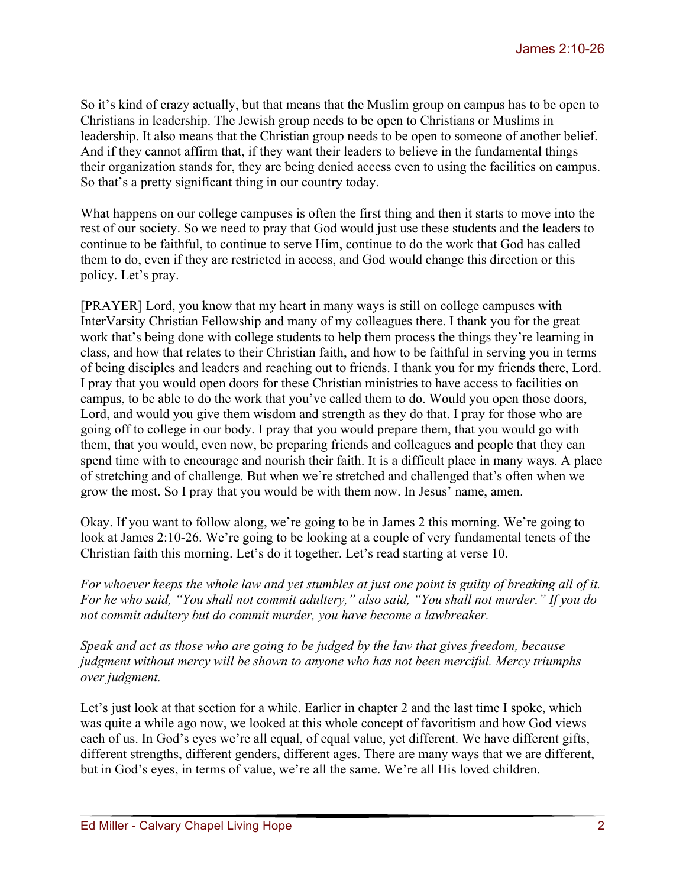So it's kind of crazy actually, but that means that the Muslim group on campus has to be open to Christians in leadership. The Jewish group needs to be open to Christians or Muslims in leadership. It also means that the Christian group needs to be open to someone of another belief. And if they cannot affirm that, if they want their leaders to believe in the fundamental things their organization stands for, they are being denied access even to using the facilities on campus. So that's a pretty significant thing in our country today.

What happens on our college campuses is often the first thing and then it starts to move into the rest of our society. So we need to pray that God would just use these students and the leaders to continue to be faithful, to continue to serve Him, continue to do the work that God has called them to do, even if they are restricted in access, and God would change this direction or this policy. Let's pray.

[PRAYER] Lord, you know that my heart in many ways is still on college campuses with InterVarsity Christian Fellowship and many of my colleagues there. I thank you for the great work that's being done with college students to help them process the things they're learning in class, and how that relates to their Christian faith, and how to be faithful in serving you in terms of being disciples and leaders and reaching out to friends. I thank you for my friends there, Lord. I pray that you would open doors for these Christian ministries to have access to facilities on campus, to be able to do the work that you've called them to do. Would you open those doors, Lord, and would you give them wisdom and strength as they do that. I pray for those who are going off to college in our body. I pray that you would prepare them, that you would go with them, that you would, even now, be preparing friends and colleagues and people that they can spend time with to encourage and nourish their faith. It is a difficult place in many ways. A place of stretching and of challenge. But when we're stretched and challenged that's often when we grow the most. So I pray that you would be with them now. In Jesus' name, amen.

Okay. If you want to follow along, we're going to be in James 2 this morning. We're going to look at James 2:10-26. We're going to be looking at a couple of very fundamental tenets of the Christian faith this morning. Let's do it together. Let's read starting at verse 10.

*For whoever keeps the whole law and yet stumbles at just one point is guilty of breaking all of it. For he who said, "You shall not commit adultery," also said, "You shall not murder." If you do not commit adultery but do commit murder, you have become a lawbreaker.*

*Speak and act as those who are going to be judged by the law that gives freedom, because judgment without mercy will be shown to anyone who has not been merciful. Mercy triumphs over judgment.*

Let's just look at that section for a while. Earlier in chapter 2 and the last time I spoke, which was quite a while ago now, we looked at this whole concept of favoritism and how God views each of us. In God's eyes we're all equal, of equal value, yet different. We have different gifts, different strengths, different genders, different ages. There are many ways that we are different, but in God's eyes, in terms of value, we're all the same. We're all His loved children.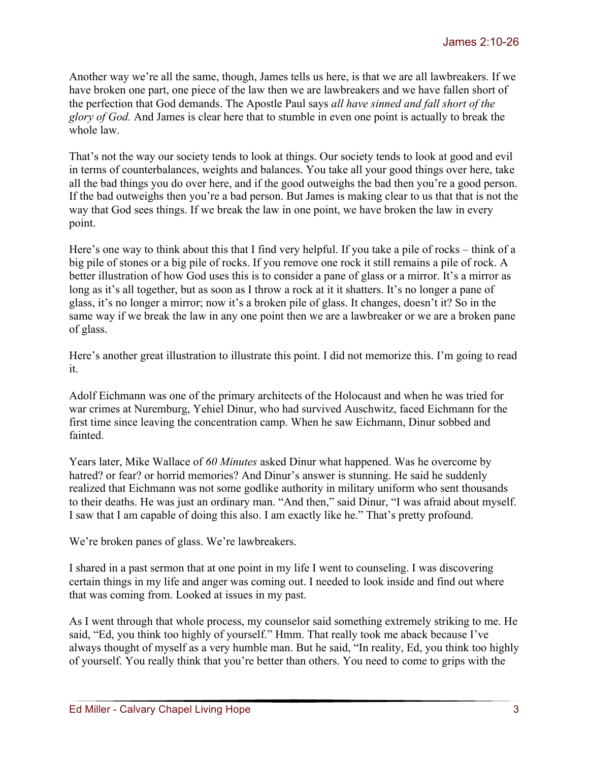Another way we're all the same, though, James tells us here, is that we are all lawbreakers. If we have broken one part, one piece of the law then we are lawbreakers and we have fallen short of the perfection that God demands. The Apostle Paul says *all have sinned and fall short of the glory of God.* And James is clear here that to stumble in even one point is actually to break the whole law.

That's not the way our society tends to look at things. Our society tends to look at good and evil in terms of counterbalances, weights and balances. You take all your good things over here, take all the bad things you do over here, and if the good outweighs the bad then you're a good person. If the bad outweighs then you're a bad person. But James is making clear to us that that is not the way that God sees things. If we break the law in one point, we have broken the law in every point.

Here's one way to think about this that I find very helpful. If you take a pile of rocks – think of a big pile of stones or a big pile of rocks. If you remove one rock it still remains a pile of rock. A better illustration of how God uses this is to consider a pane of glass or a mirror. It's a mirror as long as it's all together, but as soon as I throw a rock at it it shatters. It's no longer a pane of glass, it's no longer a mirror; now it's a broken pile of glass. It changes, doesn't it? So in the same way if we break the law in any one point then we are a lawbreaker or we are a broken pane of glass.

Here's another great illustration to illustrate this point. I did not memorize this. I'm going to read it.

Adolf Eichmann was one of the primary architects of the Holocaust and when he was tried for war crimes at Nuremburg, Yehiel Dinur, who had survived Auschwitz, faced Eichmann for the first time since leaving the concentration camp. When he saw Eichmann, Dinur sobbed and fainted.

Years later, Mike Wallace of *60 Minutes* asked Dinur what happened. Was he overcome by hatred? or fear? or horrid memories? And Dinur's answer is stunning. He said he suddenly realized that Eichmann was not some godlike authority in military uniform who sent thousands to their deaths. He was just an ordinary man. "And then," said Dinur, "I was afraid about myself. I saw that I am capable of doing this also. I am exactly like he." That's pretty profound.

We're broken panes of glass. We're lawbreakers.

I shared in a past sermon that at one point in my life I went to counseling. I was discovering certain things in my life and anger was coming out. I needed to look inside and find out where that was coming from. Looked at issues in my past.

As I went through that whole process, my counselor said something extremely striking to me. He said, "Ed, you think too highly of yourself." Hmm. That really took me aback because I've always thought of myself as a very humble man. But he said, "In reality, Ed, you think too highly of yourself. You really think that you're better than others. You need to come to grips with the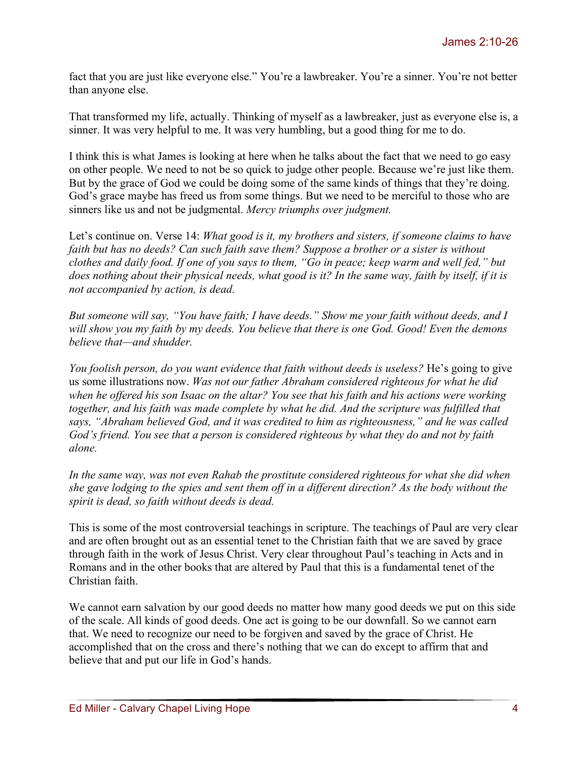fact that you are just like everyone else." You're a lawbreaker. You're a sinner. You're not better than anyone else.

That transformed my life, actually. Thinking of myself as a lawbreaker, just as everyone else is, a sinner. It was very helpful to me. It was very humbling, but a good thing for me to do.

I think this is what James is looking at here when he talks about the fact that we need to go easy on other people. We need to not be so quick to judge other people. Because we're just like them. But by the grace of God we could be doing some of the same kinds of things that they're doing. God's grace maybe has freed us from some things. But we need to be merciful to those who are sinners like us and not be judgmental. *Mercy triumphs over judgment.*

Let's continue on. Verse 14: *What good is it, my brothers and sisters, if someone claims to have faith but has no deeds? Can such faith save them? Suppose a brother or a sister is without clothes and daily food. If one of you says to them, "Go in peace; keep warm and well fed," but does nothing about their physical needs, what good is it? In the same way, faith by itself, if it is not accompanied by action, is dead.*

*But someone will say, "You have faith; I have deeds." Show me your faith without deeds, and I will show you my faith by my deeds. You believe that there is one God. Good! Even the demons believe that—and shudder.*

*You foolish person, do you want evidence that faith without deeds is useless?* He's going to give us some illustrations now. *Was not our father Abraham considered righteous for what he did when he offered his son Isaac on the altar? You see that his faith and his actions were working together, and his faith was made complete by what he did. And the scripture was fulfilled that says, "Abraham believed God, and it was credited to him as righteousness," and he was called God's friend. You see that a person is considered righteous by what they do and not by faith alone.*

*In the same way, was not even Rahab the prostitute considered righteous for what she did when she gave lodging to the spies and sent them off in a different direction? As the body without the spirit is dead, so faith without deeds is dead.*

This is some of the most controversial teachings in scripture. The teachings of Paul are very clear and are often brought out as an essential tenet to the Christian faith that we are saved by grace through faith in the work of Jesus Christ. Very clear throughout Paul's teaching in Acts and in Romans and in the other books that are altered by Paul that this is a fundamental tenet of the Christian faith.

We cannot earn salvation by our good deeds no matter how many good deeds we put on this side of the scale. All kinds of good deeds. One act is going to be our downfall. So we cannot earn that. We need to recognize our need to be forgiven and saved by the grace of Christ. He accomplished that on the cross and there's nothing that we can do except to affirm that and believe that and put our life in God's hands.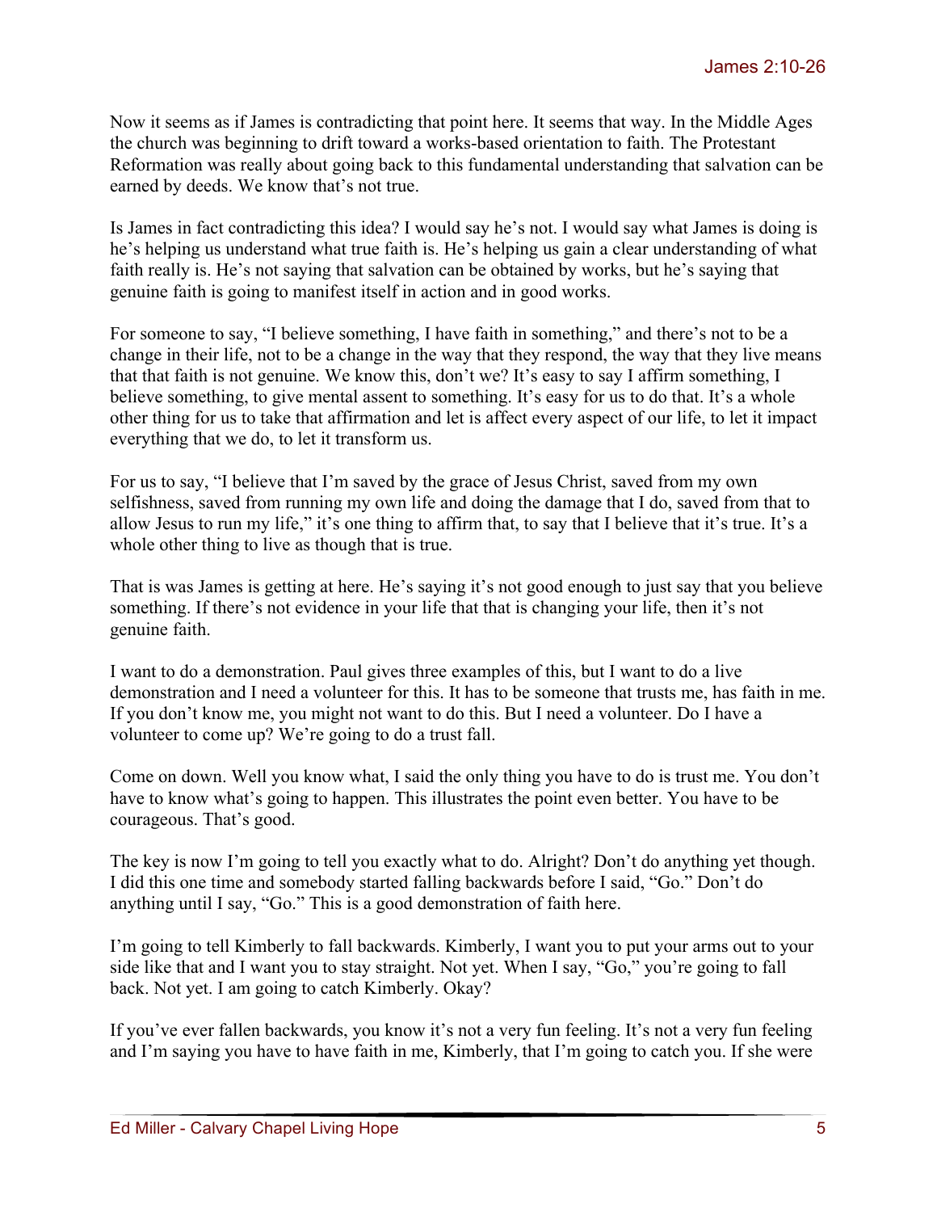Now it seems as if James is contradicting that point here. It seems that way. In the Middle Ages the church was beginning to drift toward a works-based orientation to faith. The Protestant Reformation was really about going back to this fundamental understanding that salvation can be earned by deeds. We know that's not true.

Is James in fact contradicting this idea? I would say he's not. I would say what James is doing is he's helping us understand what true faith is. He's helping us gain a clear understanding of what faith really is. He's not saying that salvation can be obtained by works, but he's saying that genuine faith is going to manifest itself in action and in good works.

For someone to say, "I believe something, I have faith in something," and there's not to be a change in their life, not to be a change in the way that they respond, the way that they live means that that faith is not genuine. We know this, don't we? It's easy to say I affirm something, I believe something, to give mental assent to something. It's easy for us to do that. It's a whole other thing for us to take that affirmation and let is affect every aspect of our life, to let it impact everything that we do, to let it transform us.

For us to say, "I believe that I'm saved by the grace of Jesus Christ, saved from my own selfishness, saved from running my own life and doing the damage that I do, saved from that to allow Jesus to run my life," it's one thing to affirm that, to say that I believe that it's true. It's a whole other thing to live as though that is true.

That is was James is getting at here. He's saying it's not good enough to just say that you believe something. If there's not evidence in your life that that is changing your life, then it's not genuine faith.

I want to do a demonstration. Paul gives three examples of this, but I want to do a live demonstration and I need a volunteer for this. It has to be someone that trusts me, has faith in me. If you don't know me, you might not want to do this. But I need a volunteer. Do I have a volunteer to come up? We're going to do a trust fall.

Come on down. Well you know what, I said the only thing you have to do is trust me. You don't have to know what's going to happen. This illustrates the point even better. You have to be courageous. That's good.

The key is now I'm going to tell you exactly what to do. Alright? Don't do anything yet though. I did this one time and somebody started falling backwards before I said, "Go." Don't do anything until I say, "Go." This is a good demonstration of faith here.

I'm going to tell Kimberly to fall backwards. Kimberly, I want you to put your arms out to your side like that and I want you to stay straight. Not yet. When I say, "Go," you're going to fall back. Not yet. I am going to catch Kimberly. Okay?

If you've ever fallen backwards, you know it's not a very fun feeling. It's not a very fun feeling and I'm saying you have to have faith in me, Kimberly, that I'm going to catch you. If she were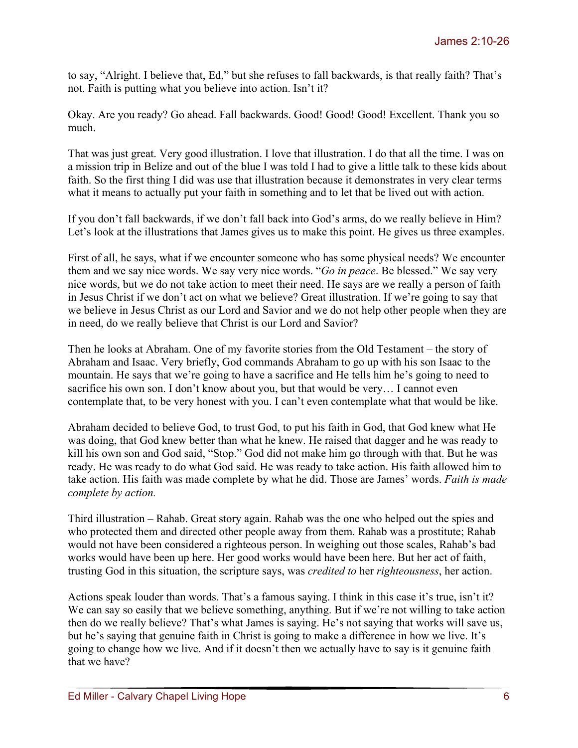to say, "Alright. I believe that, Ed," but she refuses to fall backwards, is that really faith? That's not. Faith is putting what you believe into action. Isn't it?

Okay. Are you ready? Go ahead. Fall backwards. Good! Good! Good! Excellent. Thank you so much.

That was just great. Very good illustration. I love that illustration. I do that all the time. I was on a mission trip in Belize and out of the blue I was told I had to give a little talk to these kids about faith. So the first thing I did was use that illustration because it demonstrates in very clear terms what it means to actually put your faith in something and to let that be lived out with action.

If you don't fall backwards, if we don't fall back into God's arms, do we really believe in Him? Let's look at the illustrations that James gives us to make this point. He gives us three examples.

First of all, he says, what if we encounter someone who has some physical needs? We encounter them and we say nice words. We say very nice words. "*Go in peace*. Be blessed." We say very nice words, but we do not take action to meet their need. He says are we really a person of faith in Jesus Christ if we don't act on what we believe? Great illustration. If we're going to say that we believe in Jesus Christ as our Lord and Savior and we do not help other people when they are in need, do we really believe that Christ is our Lord and Savior?

Then he looks at Abraham. One of my favorite stories from the Old Testament – the story of Abraham and Isaac. Very briefly, God commands Abraham to go up with his son Isaac to the mountain. He says that we're going to have a sacrifice and He tells him he's going to need to sacrifice his own son. I don't know about you, but that would be very… I cannot even contemplate that, to be very honest with you. I can't even contemplate what that would be like.

Abraham decided to believe God, to trust God, to put his faith in God, that God knew what He was doing, that God knew better than what he knew. He raised that dagger and he was ready to kill his own son and God said, "Stop." God did not make him go through with that. But he was ready. He was ready to do what God said. He was ready to take action. His faith allowed him to take action. His faith was made complete by what he did. Those are James' words. *Faith is made complete by action.*

Third illustration – Rahab. Great story again. Rahab was the one who helped out the spies and who protected them and directed other people away from them. Rahab was a prostitute; Rahab would not have been considered a righteous person. In weighing out those scales, Rahab's bad works would have been up here. Her good works would have been here. But her act of faith, trusting God in this situation, the scripture says, was *credited to* her *righteousness*, her action.

Actions speak louder than words. That's a famous saying. I think in this case it's true, isn't it? We can say so easily that we believe something, anything. But if we're not willing to take action then do we really believe? That's what James is saying. He's not saying that works will save us, but he's saying that genuine faith in Christ is going to make a difference in how we live. It's going to change how we live. And if it doesn't then we actually have to say is it genuine faith that we have?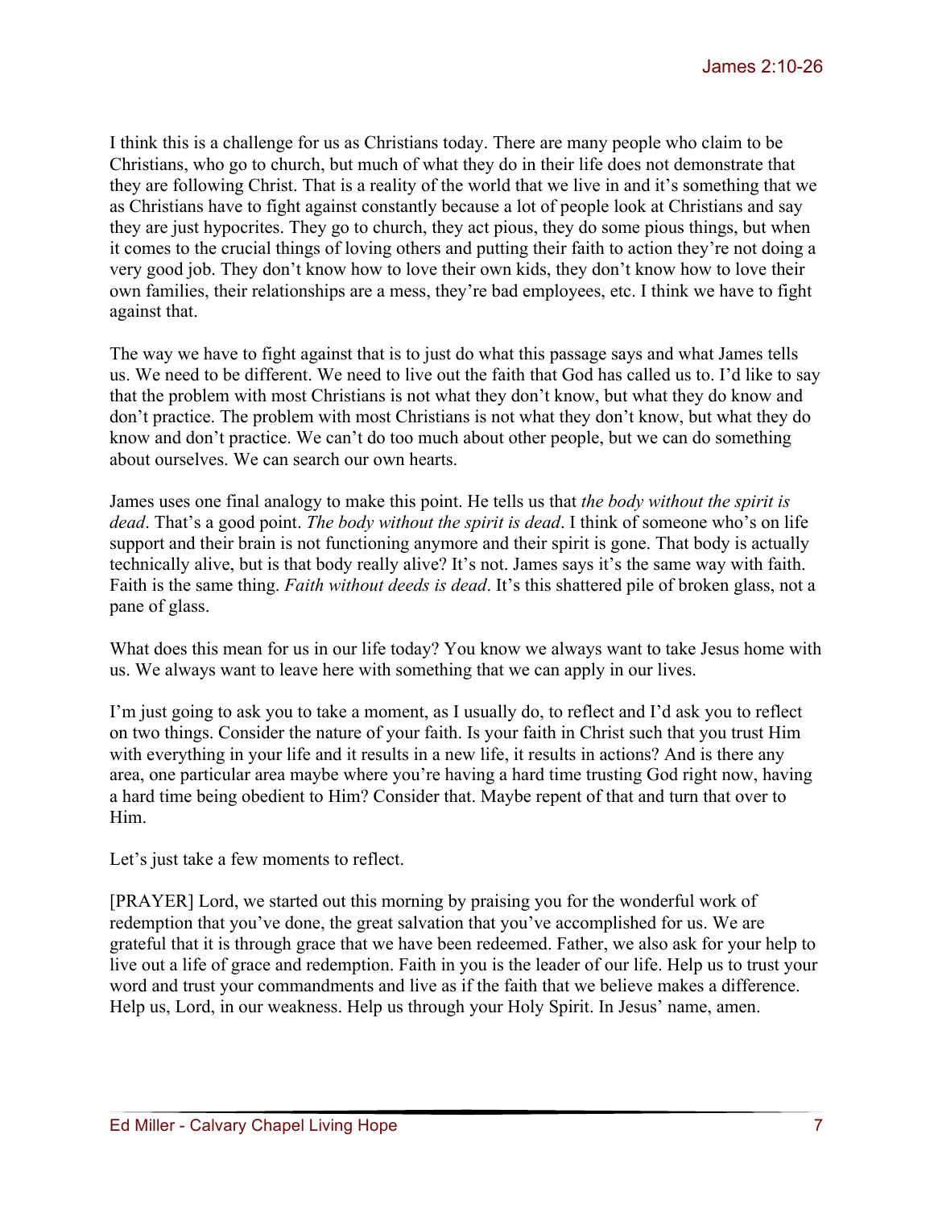I think this is a challenge for us as Christians today. There are many people who claim to be Christians, who go to church, but much of what they do in their life does not demonstrate that they are following Christ. That is a reality of the world that we live in and it's something that we as Christians have to fight against constantly because a lot of people look at Christians and say they are just hypocrites. They go to church, they act pious, they do some pious things, but when it comes to the crucial things of loving others and putting their faith to action they're not doing a very good job. They don't know how to love their own kids, they don't know how to love their own families, their relationships are a mess, they're bad employees, etc. I think we have to fight against that.

The way we have to fight against that is to just do what this passage says and what James tells us. We need to be different. We need to live out the faith that God has called us to. I'd like to say that the problem with most Christians is not what they don't know, but what they do know and don't practice. The problem with most Christians is not what they don't know, but what they do know and don't practice. We can't do too much about other people, but we can do something about ourselves. We can search our own hearts.

James uses one final analogy to make this point. He tells us that *the body without the spirit is dead*. That's a good point. *The body without the spirit is dead*. I think of someone who's on life support and their brain is not functioning anymore and their spirit is gone. That body is actually technically alive, but is that body really alive? It's not. James says it's the same way with faith. Faith is the same thing. *Faith without deeds is dead*. It's this shattered pile of broken glass, not a pane of glass.

What does this mean for us in our life today? You know we always want to take Jesus home with us. We always want to leave here with something that we can apply in our lives.

I'm just going to ask you to take a moment, as I usually do, to reflect and I'd ask you to reflect on two things. Consider the nature of your faith. Is your faith in Christ such that you trust Him with everything in your life and it results in a new life, it results in actions? And is there any area, one particular area maybe where you're having a hard time trusting God right now, having a hard time being obedient to Him? Consider that. Maybe repent of that and turn that over to Him.

Let's just take a few moments to reflect.

[PRAYER] Lord, we started out this morning by praising you for the wonderful work of redemption that you've done, the great salvation that you've accomplished for us. We are grateful that it is through grace that we have been redeemed. Father, we also ask for your help to live out a life of grace and redemption. Faith in you is the leader of our life. Help us to trust your word and trust your commandments and live as if the faith that we believe makes a difference. Help us, Lord, in our weakness. Help us through your Holy Spirit. In Jesus' name, amen.